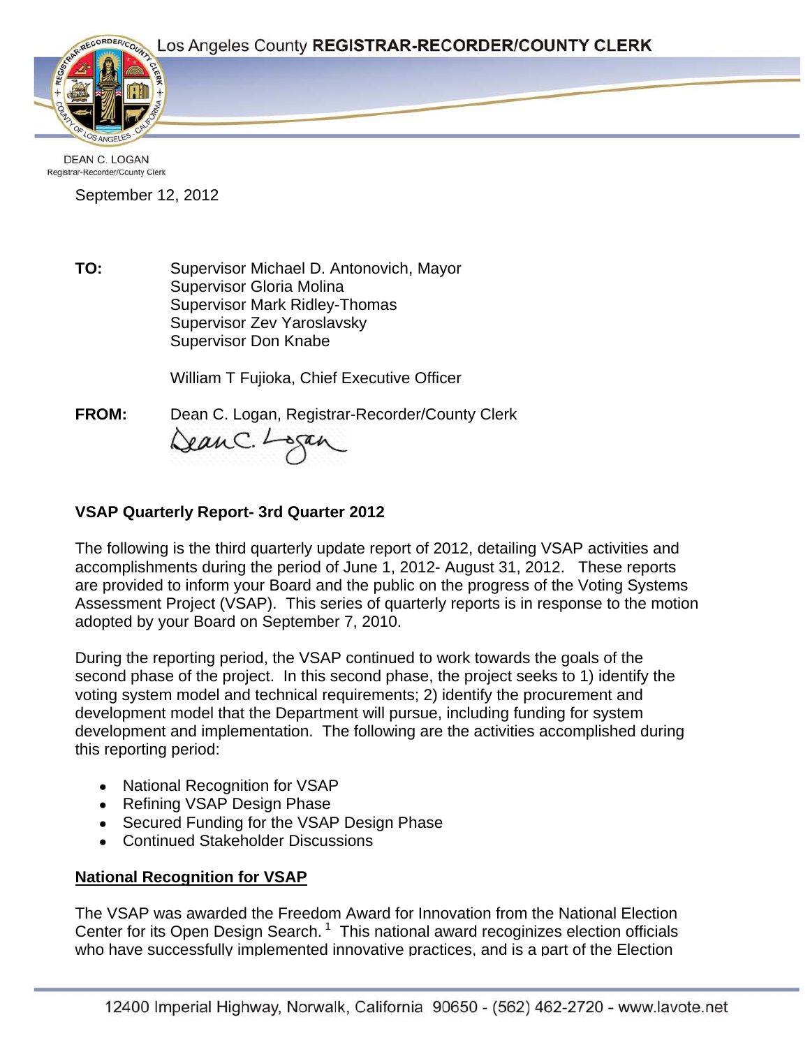Los Angeles County **REGISTRAR-RECORDER/COUNTY CLERK**

DEAN C. LOGAN
Registrar-Recorder/County Clerk

September 12, 2012

**TO:** Supervisor Michael D. Antonovich, Mayor
Supervisor Gloria Molina
Supervisor Mark Ridley-Thomas
Supervisor Zev Yaroslavsky
Supervisor Don Knabe

William T Fujioka, Chief Executive Officer

**FROM:** Dean C. Logan, Registrar-Recorder/County Clerk

## VSAP Quarterly Report- 3rd Quarter 2012

The following is the third quarterly update report of 2012, detailing VSAP activities and accomplishments during the period of June 1, 2012- August 31, 2012. These reports are provided to inform your Board and the public on the progress of the Voting Systems Assessment Project (VSAP). This series of quarterly reports is in response to the motion adopted by your Board on September 7, 2010.

During the reporting period, the VSAP continued to work towards the goals of the second phase of the project. In this second phase, the project seeks to 1) identify the voting system model and technical requirements; 2) identify the procurement and development model that the Department will pursue, including funding for system development and implementation. The following are the activities accomplished during this reporting period:

- National Recognition for VSAP
- Refining VSAP Design Phase
- Secured Funding for the VSAP Design Phase
- Continued Stakeholder Discussions

### National Recognition for VSAP

The VSAP was awarded the Freedom Award for Innovation from the National Election Center for its Open Design Search.[1] This national award recoginizes election officials who have successfully implemented innovative practices, and is a part of the Election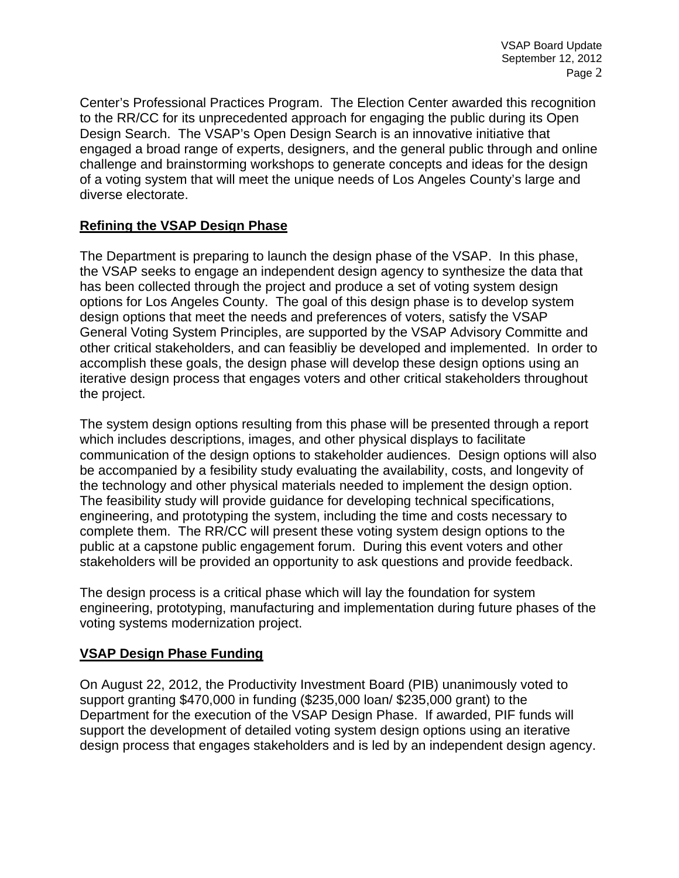Center's Professional Practices Program. The Election Center awarded this recognition to the RR/CC for its unprecedented approach for engaging the public during its Open Design Search. The VSAP's Open Design Search is an innovative initiative that engaged a broad range of experts, designers, and the general public through and online challenge and brainstorming workshops to generate concepts and ideas for the design of a voting system that will meet the unique needs of Los Angeles County's large and diverse electorate.

**Refining the VSAP Design Phase**

The Department is preparing to launch the design phase of the VSAP. In this phase, the VSAP seeks to engage an independent design agency to synthesize the data that has been collected through the project and produce a set of voting system design options for Los Angeles County. The goal of this design phase is to develop system design options that meet the needs and preferences of voters, satisfy the VSAP General Voting System Principles, are supported by the VSAP Advisory Committe and other critical stakeholders, and can feasibliy be developed and implemented. In order to accomplish these goals, the design phase will develop these design options using an iterative design process that engages voters and other critical stakeholders throughout the project.

The system design options resulting from this phase will be presented through a report which includes descriptions, images, and other physical displays to facilitate communication of the design options to stakeholder audiences. Design options will also be accompanied by a fesibility study evaluating the availability, costs, and longevity of the technology and other physical materials needed to implement the design option. The feasibility study will provide guidance for developing technical specifications, engineering, and prototyping the system, including the time and costs necessary to complete them. The RR/CC will present these voting system design options to the public at a capstone public engagement forum. During this event voters and other stakeholders will be provided an opportunity to ask questions and provide feedback.

The design process is a critical phase which will lay the foundation for system engineering, prototyping, manufacturing and implementation during future phases of the voting systems modernization project.

**VSAP Design Phase Funding**

On August 22, 2012, the Productivity Investment Board (PIB) unanimously voted to support granting $470,000 in funding ($235,000 loan/ $235,000 grant) to the Department for the execution of the VSAP Design Phase. If awarded, PIF funds will support the development of detailed voting system design options using an iterative design process that engages stakeholders and is led by an independent design agency.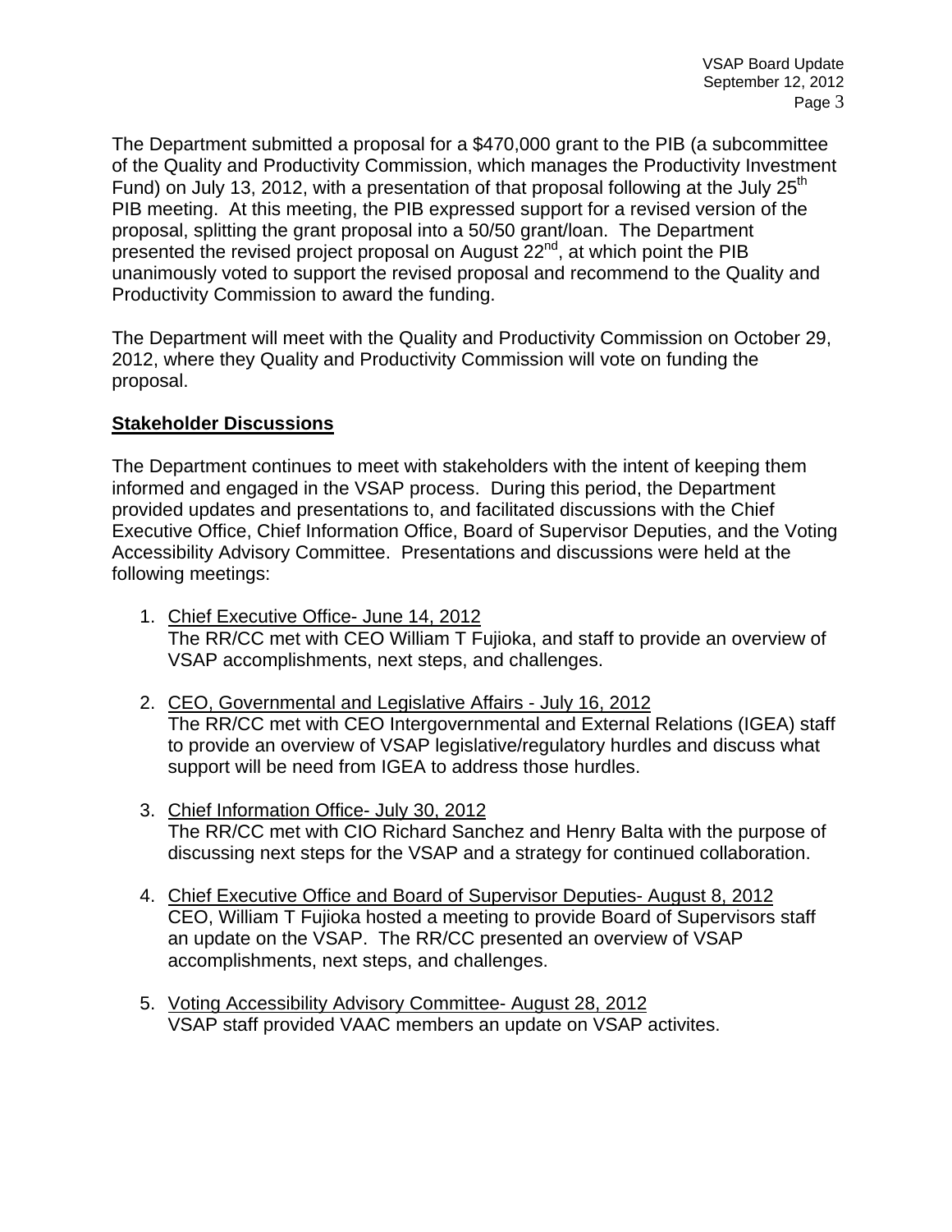The Department submitted a proposal for a $470,000 grant to the PIB (a subcommittee of the Quality and Productivity Commission, which manages the Productivity Investment Fund) on July 13, 2012, with a presentation of that proposal following at the July 25th PIB meeting. At this meeting, the PIB expressed support for a revised version of the proposal, splitting the grant proposal into a 50/50 grant/loan. The Department presented the revised project proposal on August 22nd, at which point the PIB unanimously voted to support the revised proposal and recommend to the Quality and Productivity Commission to award the funding.

The Department will meet with the Quality and Productivity Commission on October 29, 2012, where they Quality and Productivity Commission will vote on funding the proposal.

**Stakeholder Discussions**

The Department continues to meet with stakeholders with the intent of keeping them informed and engaged in the VSAP process. During this period, the Department provided updates and presentations to, and facilitated discussions with the Chief Executive Office, Chief Information Office, Board of Supervisor Deputies, and the Voting Accessibility Advisory Committee. Presentations and discussions were held at the following meetings:

1. Chief Executive Office- June 14, 2012
   The RR/CC met with CEO William T Fujioka, and staff to provide an overview of VSAP accomplishments, next steps, and challenges.

2. CEO, Governmental and Legislative Affairs - July 16, 2012
   The RR/CC met with CEO Intergovernmental and External Relations (IGEA) staff to provide an overview of VSAP legislative/regulatory hurdles and discuss what support will be need from IGEA to address those hurdles.

3. Chief Information Office- July 30, 2012
   The RR/CC met with CIO Richard Sanchez and Henry Balta with the purpose of discussing next steps for the VSAP and a strategy for continued collaboration.

4. Chief Executive Office and Board of Supervisor Deputies- August 8, 2012
   CEO, William T Fujioka hosted a meeting to provide Board of Supervisors staff an update on the VSAP. The RR/CC presented an overview of VSAP accomplishments, next steps, and challenges.

5. Voting Accessibility Advisory Committee- August 28, 2012
   VSAP staff provided VAAC members an update on VSAP activites.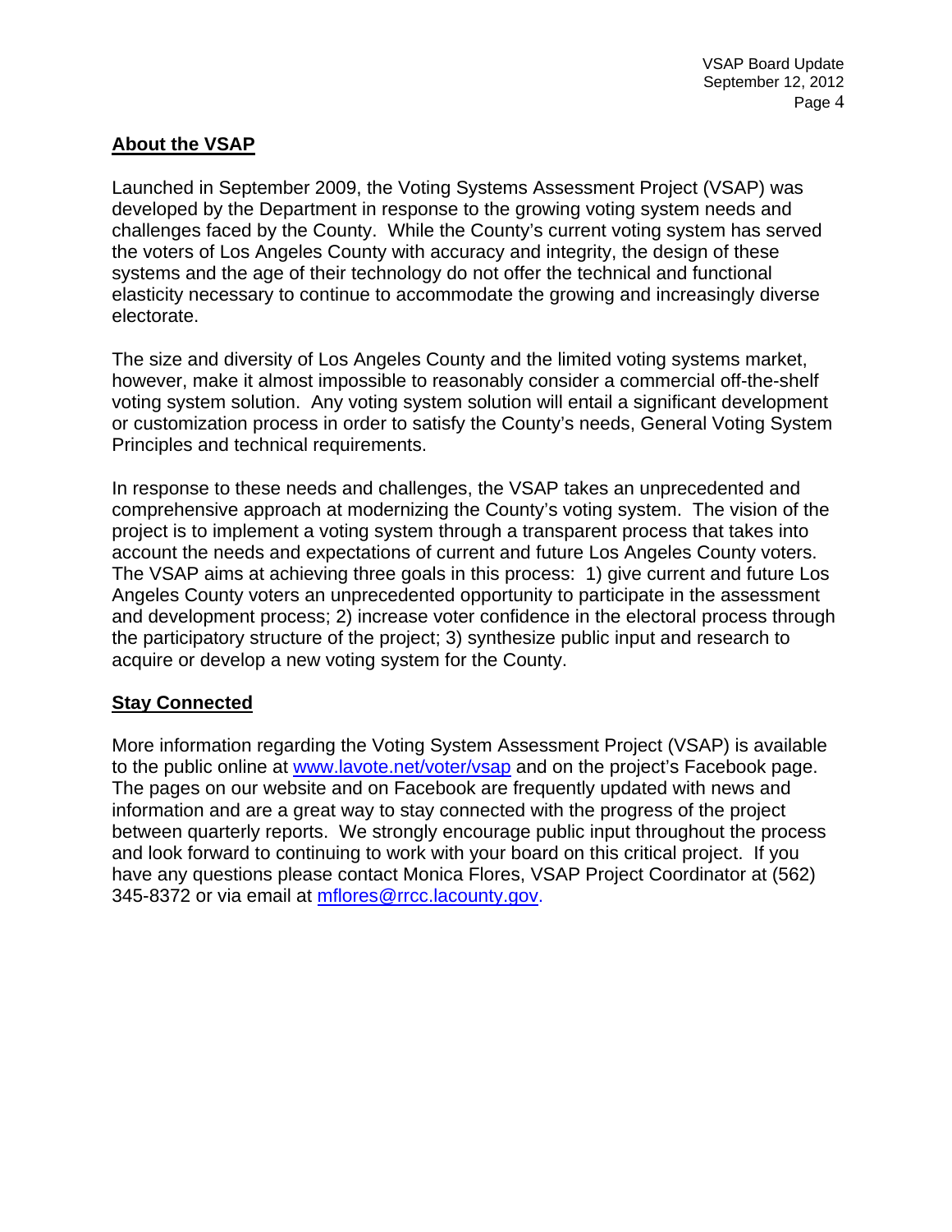## About the VSAP

Launched in September 2009, the Voting Systems Assessment Project (VSAP) was developed by the Department in response to the growing voting system needs and challenges faced by the County. While the County's current voting system has served the voters of Los Angeles County with accuracy and integrity, the design of these systems and the age of their technology do not offer the technical and functional elasticity necessary to continue to accommodate the growing and increasingly diverse electorate.

The size and diversity of Los Angeles County and the limited voting systems market, however, make it almost impossible to reasonably consider a commercial off-the-shelf voting system solution. Any voting system solution will entail a significant development or customization process in order to satisfy the County's needs, General Voting System Principles and technical requirements.

In response to these needs and challenges, the VSAP takes an unprecedented and comprehensive approach at modernizing the County's voting system. The vision of the project is to implement a voting system through a transparent process that takes into account the needs and expectations of current and future Los Angeles County voters. The VSAP aims at achieving three goals in this process: 1) give current and future Los Angeles County voters an unprecedented opportunity to participate in the assessment and development process; 2) increase voter confidence in the electoral process through the participatory structure of the project; 3) synthesize public input and research to acquire or develop a new voting system for the County.

## Stay Connected

More information regarding the Voting System Assessment Project (VSAP) is available to the public online at www.lavote.net/voter/vsap and on the project's Facebook page. The pages on our website and on Facebook are frequently updated with news and information and are a great way to stay connected with the progress of the project between quarterly reports. We strongly encourage public input throughout the process and look forward to continuing to work with your board on this critical project. If you have any questions please contact Monica Flores, VSAP Project Coordinator at (562) 345-8372 or via email at mflores@rrcc.lacounty.gov.